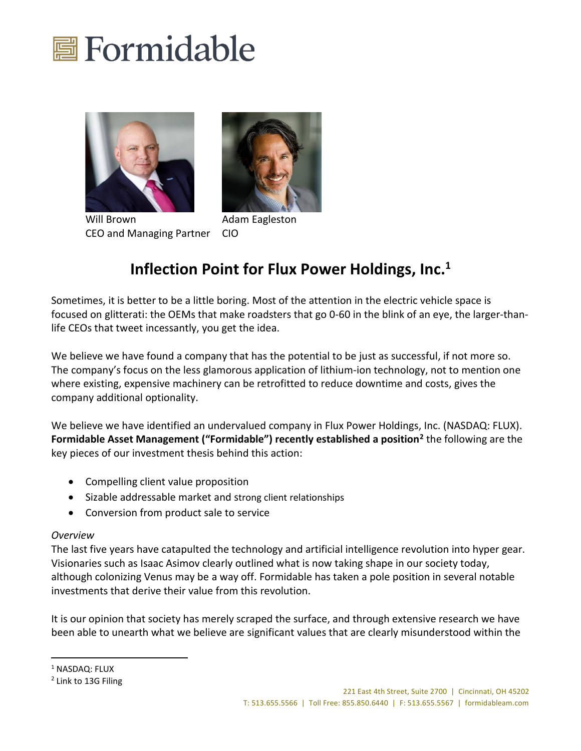# Formidable

Will Brown
CEO and Managing Partner

Adam Eagleston
CIO

## Inflection Point for Flux Power Holdings, Inc.[1]

Sometimes, it is better to be a little boring. Most of the attention in the electric vehicle space is focused on glitterati: the OEMs that make roadsters that go 0-60 in the blink of an eye, the larger-than-life CEOs that tweet incessantly, you get the idea.

We believe we have found a company that has the potential to be just as successful, if not more so. The company's focus on the less glamorous application of lithium-ion technology, not to mention one where existing, expensive machinery can be retrofitted to reduce downtime and costs, gives the company additional optionality.

We believe we have identified an undervalued company in Flux Power Holdings, Inc. (NASDAQ: FLUX). **Formidable Asset Management ("Formidable") recently established a position[2]** the following are the key pieces of our investment thesis behind this action:

- Compelling client value proposition
- Sizable addressable market and strong client relationships
- Conversion from product sale to service

*Overview*

The last five years have catapulted the technology and artificial intelligence revolution into hyper gear. Visionaries such as Isaac Asimov clearly outlined what is now taking shape in our society today, although colonizing Venus may be a way off. Formidable has taken a pole position in several notable investments that derive their value from this revolution.

It is our opinion that society has merely scraped the surface, and through extensive research we have been able to unearth what we believe are significant values that are clearly misunderstood within the

[1] NASDAQ: FLUX

[2] Link to 13G Filing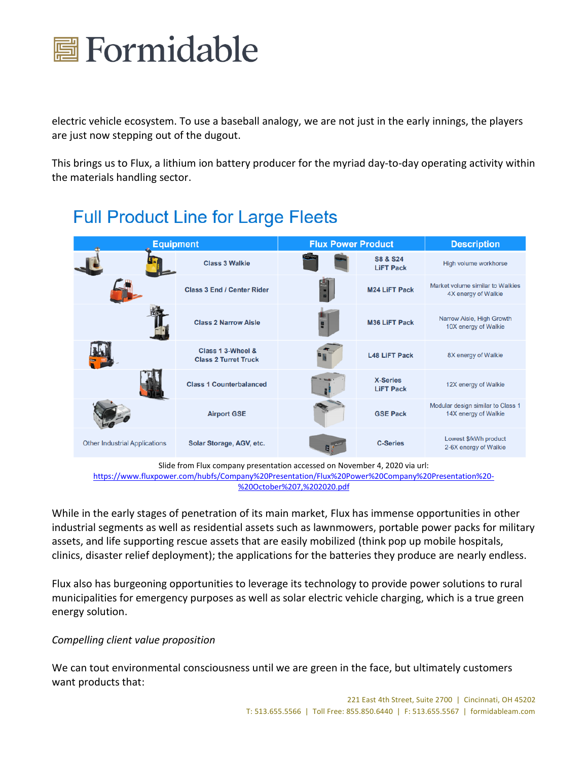electric vehicle ecosystem. To use a baseball analogy, we are not just in the early innings, the players are just now stepping out of the dugout.

This brings us to Flux, a lithium ion battery producer for the myriad day-to-day operating activity within the materials handling sector.

## Full Product Line for Large Fleets

| Equipment | | Flux Power Product | | Description |
|---|---|---|---|---|
| | Class 3 Walkie | | S8 & S24 LiFT Pack | High volume workhorse |
| | Class 3 End / Center Rider | | M24 LiFT Pack | Market volume similar to Walkies 4X energy of Walkie |
| | Class 2 Narrow Aisle | | M36 LiFT Pack | Narrow Aisle, High Growth 10X energy of Walkie |
| | Class 1 3-Wheel & Class 2 Turret Truck | | L48 LiFT Pack | 8X energy of Walkie |
| | Class 1 Counterbalanced | | X-Series LiFT Pack | 12X energy of Walkie |
| | Airport GSE | | GSE Pack | Modular design similar to Class 1 14X energy of Walkie |
| Other Industrial Applications | Solar Storage, AGV, etc. | | C-Series | Lowest $/kWh product 2-6X energy of Walkie |

Slide from Flux company presentation accessed on November 4, 2020 via url: https://www.fluxpower.com/hubfs/Company%20Presentation/Flux%20Power%20Company%20Presentation%20-%20October%207,%202020.pdf

While in the early stages of penetration of its main market, Flux has immense opportunities in other industrial segments as well as residential assets such as lawnmowers, portable power packs for military assets, and life supporting rescue assets that are easily mobilized (think pop up mobile hospitals, clinics, disaster relief deployment); the applications for the batteries they produce are nearly endless.

Flux also has burgeoning opportunities to leverage its technology to provide power solutions to rural municipalities for emergency purposes as well as solar electric vehicle charging, which is a true green energy solution.

*Compelling client value proposition*

We can tout environmental consciousness until we are green in the face, but ultimately customers want products that: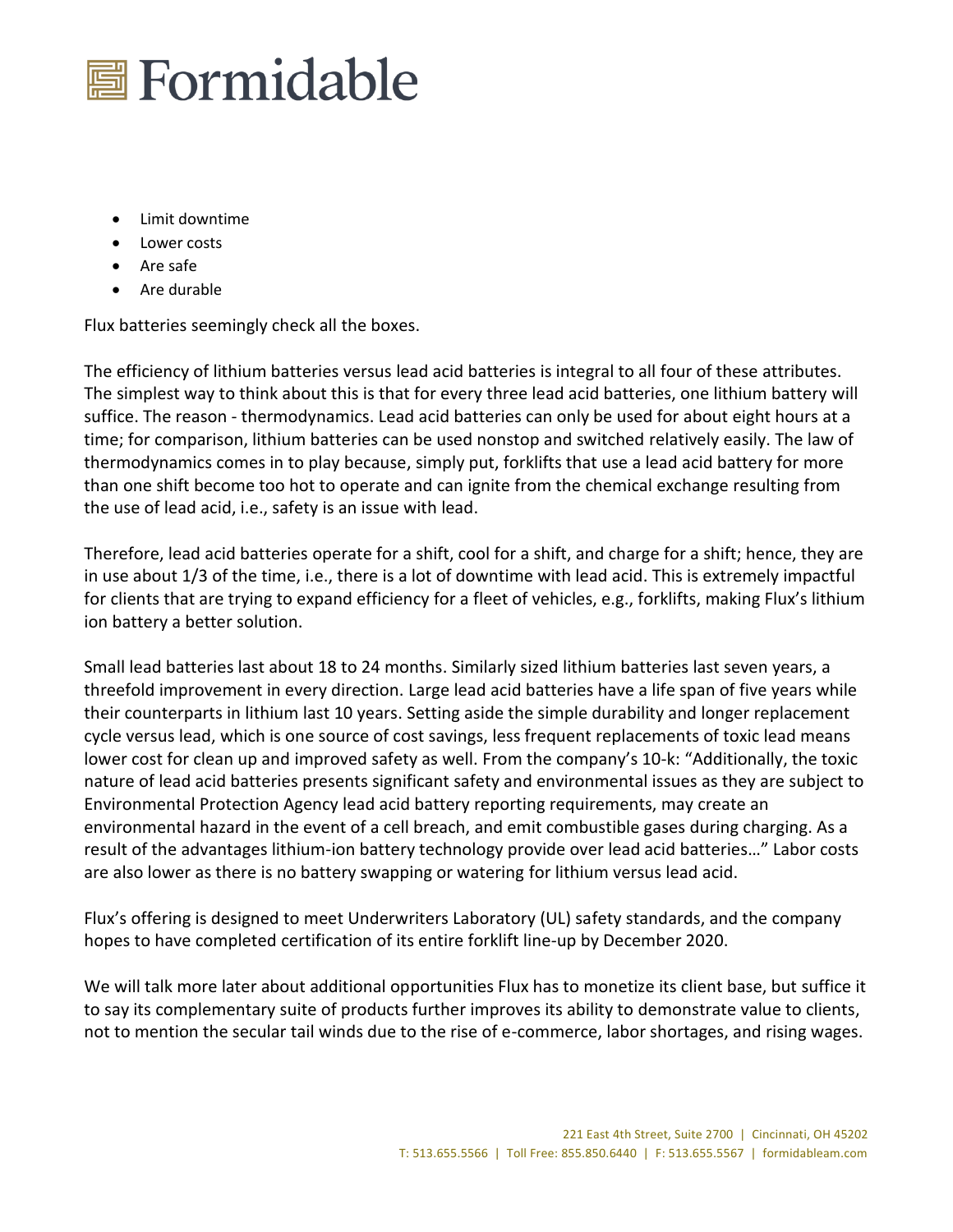- Limit downtime
- Lower costs
- Are safe
- Are durable

Flux batteries seemingly check all the boxes.

The efficiency of lithium batteries versus lead acid batteries is integral to all four of these attributes. The simplest way to think about this is that for every three lead acid batteries, one lithium battery will suffice. The reason - thermodynamics. Lead acid batteries can only be used for about eight hours at a time; for comparison, lithium batteries can be used nonstop and switched relatively easily. The law of thermodynamics comes in to play because, simply put, forklifts that use a lead acid battery for more than one shift become too hot to operate and can ignite from the chemical exchange resulting from the use of lead acid, i.e., safety is an issue with lead.

Therefore, lead acid batteries operate for a shift, cool for a shift, and charge for a shift; hence, they are in use about 1/3 of the time, i.e., there is a lot of downtime with lead acid. This is extremely impactful for clients that are trying to expand efficiency for a fleet of vehicles, e.g., forklifts, making Flux's lithium ion battery a better solution.

Small lead batteries last about 18 to 24 months. Similarly sized lithium batteries last seven years, a threefold improvement in every direction. Large lead acid batteries have a life span of five years while their counterparts in lithium last 10 years. Setting aside the simple durability and longer replacement cycle versus lead, which is one source of cost savings, less frequent replacements of toxic lead means lower cost for clean up and improved safety as well. From the company's 10-k: "Additionally, the toxic nature of lead acid batteries presents significant safety and environmental issues as they are subject to Environmental Protection Agency lead acid battery reporting requirements, may create an environmental hazard in the event of a cell breach, and emit combustible gases during charging. As a result of the advantages lithium-ion battery technology provide over lead acid batteries…" Labor costs are also lower as there is no battery swapping or watering for lithium versus lead acid.

Flux's offering is designed to meet Underwriters Laboratory (UL) safety standards, and the company hopes to have completed certification of its entire forklift line-up by December 2020.

We will talk more later about additional opportunities Flux has to monetize its client base, but suffice it to say its complementary suite of products further improves its ability to demonstrate value to clients, not to mention the secular tail winds due to the rise of e-commerce, labor shortages, and rising wages.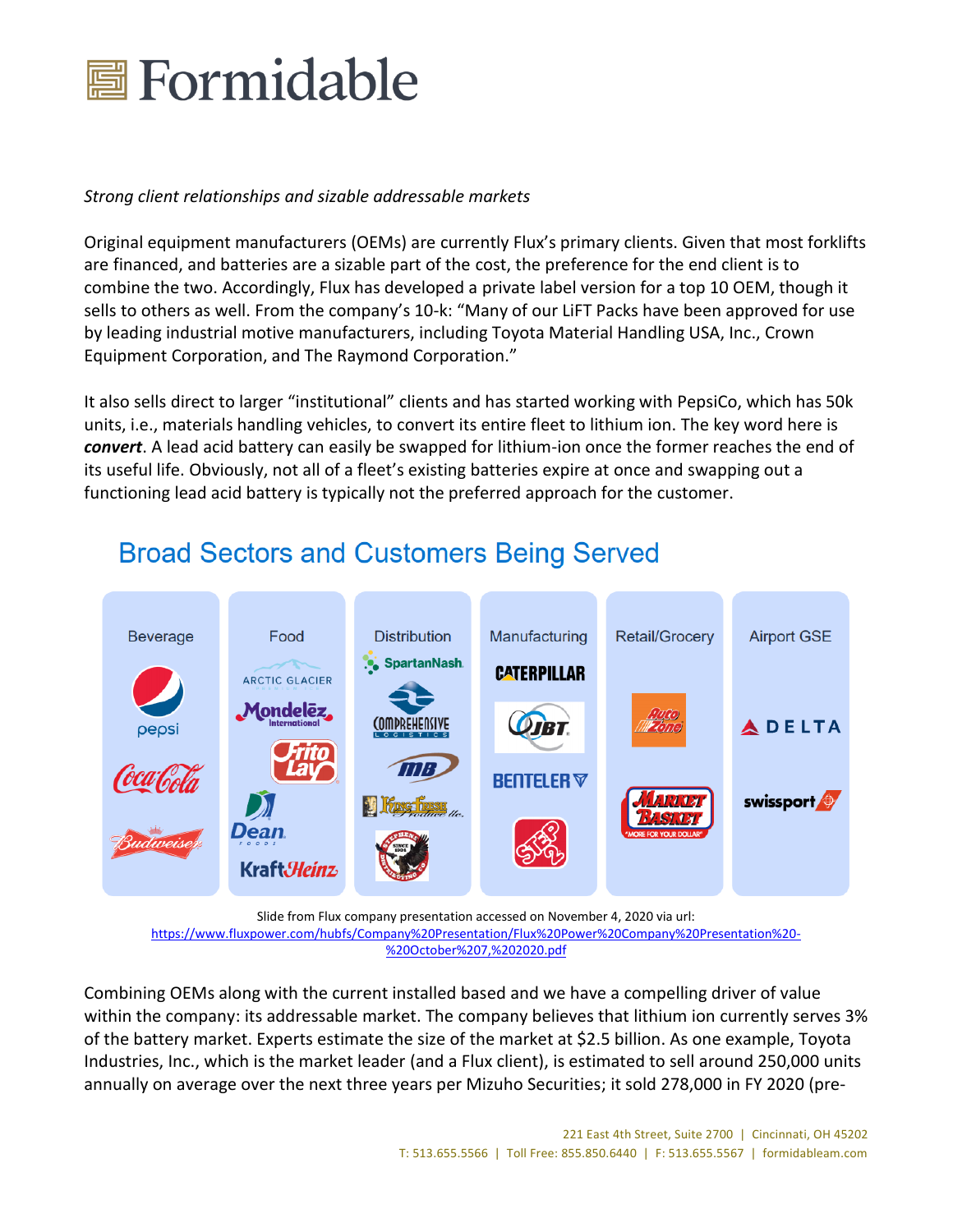*Strong client relationships and sizable addressable markets*

Original equipment manufacturers (OEMs) are currently Flux's primary clients. Given that most forklifts are financed, and batteries are a sizable part of the cost, the preference for the end client is to combine the two. Accordingly, Flux has developed a private label version for a top 10 OEM, though it sells to others as well. From the company's 10-k: "Many of our LiFT Packs have been approved for use by leading industrial motive manufacturers, including Toyota Material Handling USA, Inc., Crown Equipment Corporation, and The Raymond Corporation."

It also sells direct to larger "institutional" clients and has started working with PepsiCo, which has 50k units, i.e., materials handling vehicles, to convert its entire fleet to lithium ion. The key word here is ***convert***. A lead acid battery can easily be swapped for lithium-ion once the former reaches the end of its useful life. Obviously, not all of a fleet's existing batteries expire at once and swapping out a functioning lead acid battery is typically not the preferred approach for the customer.

## Broad Sectors and Customers Being Served

| Beverage | Food | Distribution | Manufacturing | Retail/Grocery | Airport GSE |
|---|---|---|---|---|---|
| pepsi | Arctic Glacier | SpartanNash | Caterpillar | AutoZone | Delta |
| Coca-Cola | Mondelēz International | Comprehensive Logistics | JBT | Market Basket | swissport |
| Budweiser | Frito Lay | MB | Benteler | | |
| | Dean Foods | King Fresh Produce llc. | Step2 | | |
| | KraftHeinz | Stephens Distributing Co. | | | |

Slide from Flux company presentation accessed on November 4, 2020 via url: https://www.fluxpower.com/hubfs/Company%20Presentation/Flux%20Power%20Company%20Presentation%20-%20October%207,%202020.pdf

Combining OEMs along with the current installed based and we have a compelling driver of value within the company: its addressable market. The company believes that lithium ion currently serves 3% of the battery market. Experts estimate the size of the market at $2.5 billion. As one example, Toyota Industries, Inc., which is the market leader (and a Flux client), is estimated to sell around 250,000 units annually on average over the next three years per Mizuho Securities; it sold 278,000 in FY 2020 (pre-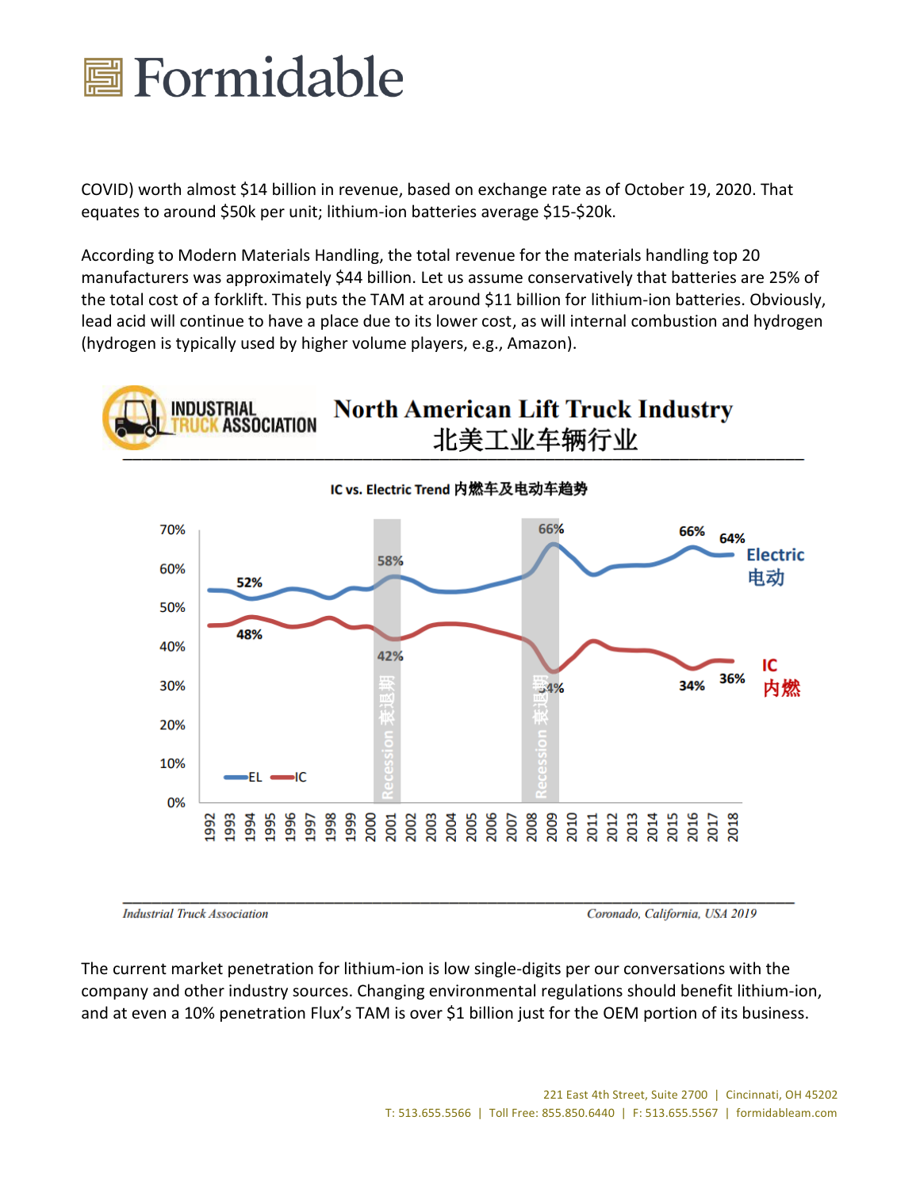COVID) worth almost $14 billion in revenue, based on exchange rate as of October 19, 2020. That equates to around $50k per unit; lithium-ion batteries average $15-$20k.

According to Modern Materials Handling, the total revenue for the materials handling top 20 manufacturers was approximately $44 billion. Let us assume conservatively that batteries are 25% of the total cost of a forklift. This puts the TAM at around $11 billion for lithium-ion batteries. Obviously, lead acid will continue to have a place due to its lower cost, as will internal combustion and hydrogen (hydrogen is typically used by higher volume players, e.g., Amazon).

**INDUSTRIAL TRUCK ASSOCIATION** — **North American Lift Truck Industry 北美工业车辆行业**

IC vs. Electric Trend 内燃车及电动车趋势

Electric 电动: 52% (1994), 58% (2001), 66% (2009), 66% (2016), 64% (2018)

IC 内燃: 48% (1994), 42% (2001), 34% (2009), 34% (2016), 36% (2018)

Recession 衰退期 (2000–2001; 2008–2009)

*Industrial Truck Association* — *Coronado, California, USA 2019*

The current market penetration for lithium-ion is low single-digits per our conversations with the company and other industry sources. Changing environmental regulations should benefit lithium-ion, and at even a 10% penetration Flux's TAM is over $1 billion just for the OEM portion of its business.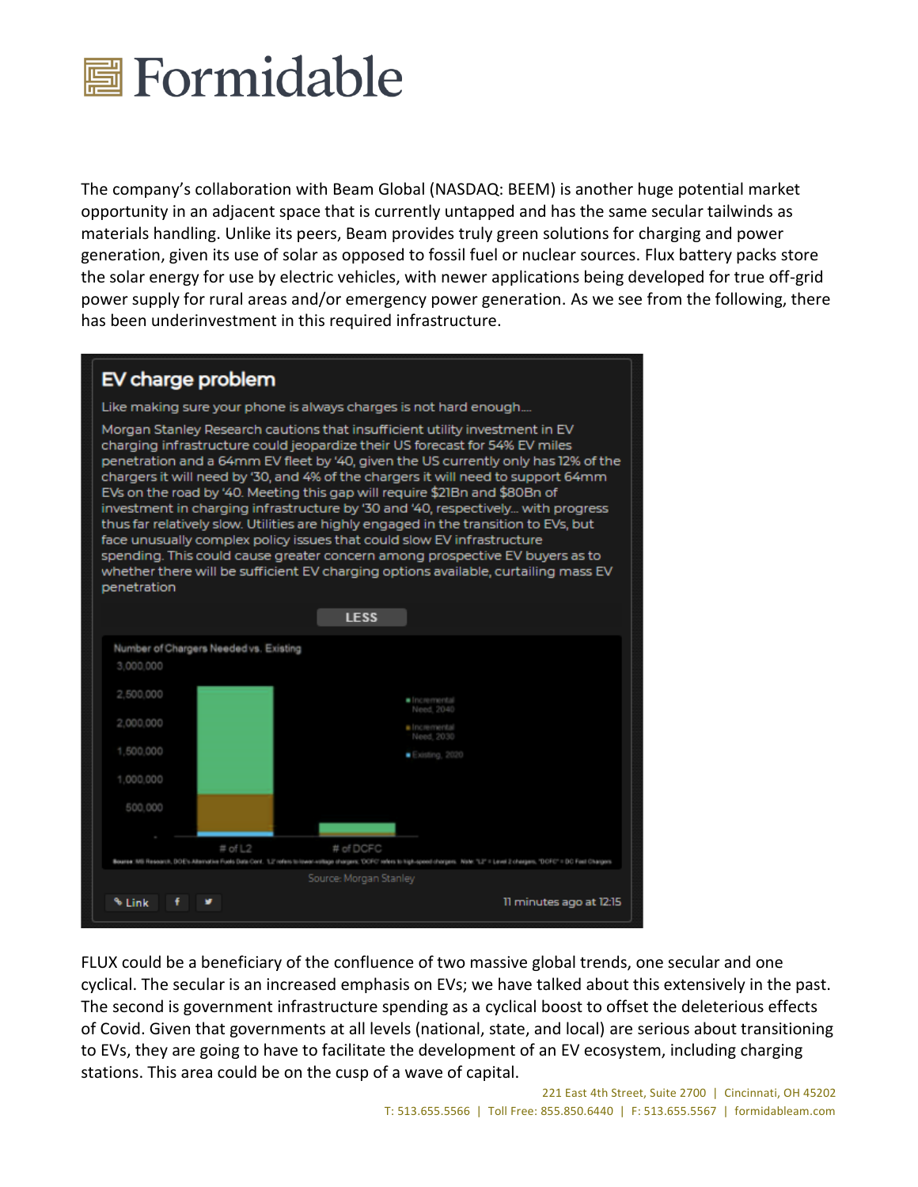The company's collaboration with Beam Global (NASDAQ: BEEM) is another huge potential market opportunity in an adjacent space that is currently untapped and has the same secular tailwinds as materials handling. Unlike its peers, Beam provides truly green solutions for charging and power generation, given its use of solar as opposed to fossil fuel or nuclear sources. Flux battery packs store the solar energy for use by electric vehicles, with newer applications being developed for true off-grid power supply for rural areas and/or emergency power generation. As we see from the following, there has been underinvestment in this required infrastructure.

**EV charge problem**

Like making sure your phone is always charges is not hard enough....

Morgan Stanley Research cautions that insufficient utility investment in EV charging infrastructure could jeopardize their US forecast for 54% EV miles penetration and a 64mm EV fleet by '40, given the US currently only has 12% of the chargers it will need by '30, and 4% of the chargers it will need to support 64mm EVs on the road by '40. Meeting this gap will require $21Bn and $80Bn of investment in charging infrastructure by '30 and '40, respectively... with progress thus far relatively slow. Utilities are highly engaged in the transition to EVs, but face unusually complex policy issues that could slow EV infrastructure spending. This could cause greater concern among prospective EV buyers as to whether there will be sufficient EV charging options available, curtailing mass EV penetration

LESS

Number of Chargers Needed vs. Existing

Source: Morgan Stanley

FLUX could be a beneficiary of the confluence of two massive global trends, one secular and one cyclical. The secular is an increased emphasis on EVs; we have talked about this extensively in the past. The second is government infrastructure spending as a cyclical boost to offset the deleterious effects of Covid. Given that governments at all levels (national, state, and local) are serious about transitioning to EVs, they are going to have to facilitate the development of an EV ecosystem, including charging stations. This area could be on the cusp of a wave of capital.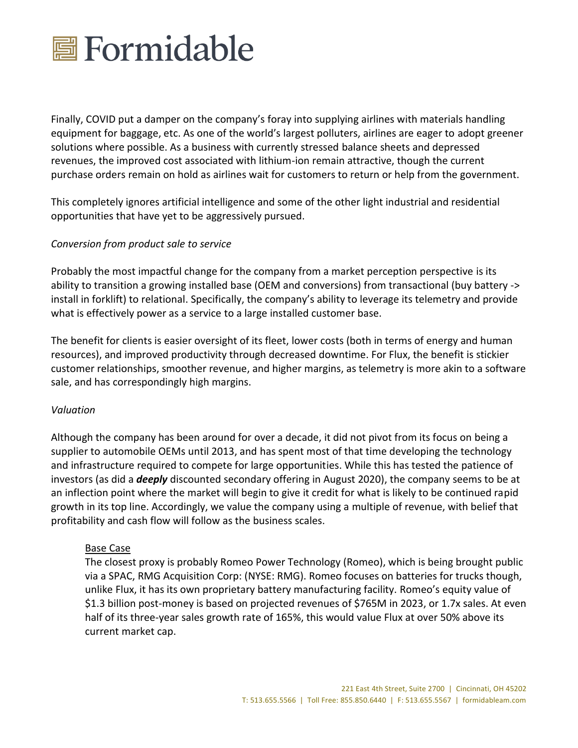Finally, COVID put a damper on the company's foray into supplying airlines with materials handling equipment for baggage, etc. As one of the world's largest polluters, airlines are eager to adopt greener solutions where possible. As a business with currently stressed balance sheets and depressed revenues, the improved cost associated with lithium-ion remain attractive, though the current purchase orders remain on hold as airlines wait for customers to return or help from the government.

This completely ignores artificial intelligence and some of the other light industrial and residential opportunities that have yet to be aggressively pursued.

*Conversion from product sale to service*

Probably the most impactful change for the company from a market perception perspective is its ability to transition a growing installed base (OEM and conversions) from transactional (buy battery -> install in forklift) to relational. Specifically, the company's ability to leverage its telemetry and provide what is effectively power as a service to a large installed customer base.

The benefit for clients is easier oversight of its fleet, lower costs (both in terms of energy and human resources), and improved productivity through decreased downtime. For Flux, the benefit is stickier customer relationships, smoother revenue, and higher margins, as telemetry is more akin to a software sale, and has correspondingly high margins.

*Valuation*

Although the company has been around for over a decade, it did not pivot from its focus on being a supplier to automobile OEMs until 2013, and has spent most of that time developing the technology and infrastructure required to compete for large opportunities. While this has tested the patience of investors (as did a ***deeply*** discounted secondary offering in August 2020), the company seems to be at an inflection point where the market will begin to give it credit for what is likely to be continued rapid growth in its top line. Accordingly, we value the company using a multiple of revenue, with belief that profitability and cash flow will follow as the business scales.

<u>Base Case</u>

The closest proxy is probably Romeo Power Technology (Romeo), which is being brought public via a SPAC, RMG Acquisition Corp: (NYSE: RMG). Romeo focuses on batteries for trucks though, unlike Flux, it has its own proprietary battery manufacturing facility. Romeo's equity value of $1.3 billion post-money is based on projected revenues of $765M in 2023, or 1.7x sales. At even half of its three-year sales growth rate of 165%, this would value Flux at over 50% above its current market cap.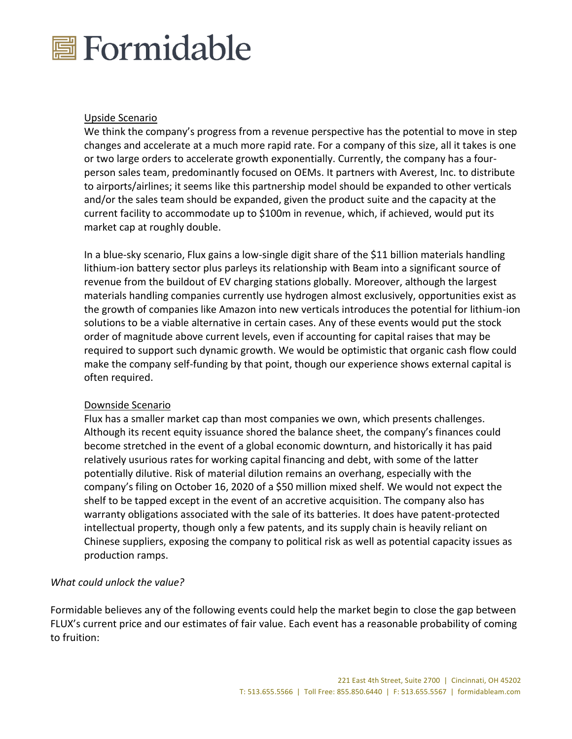Upside Scenario

We think the company's progress from a revenue perspective has the potential to move in step changes and accelerate at a much more rapid rate. For a company of this size, all it takes is one or two large orders to accelerate growth exponentially. Currently, the company has a four-person sales team, predominantly focused on OEMs. It partners with Averest, Inc. to distribute to airports/airlines; it seems like this partnership model should be expanded to other verticals and/or the sales team should be expanded, given the product suite and the capacity at the current facility to accommodate up to $100m in revenue, which, if achieved, would put its market cap at roughly double.

In a blue-sky scenario, Flux gains a low-single digit share of the $11 billion materials handling lithium-ion battery sector plus parleys its relationship with Beam into a significant source of revenue from the buildout of EV charging stations globally. Moreover, although the largest materials handling companies currently use hydrogen almost exclusively, opportunities exist as the growth of companies like Amazon into new verticals introduces the potential for lithium-ion solutions to be a viable alternative in certain cases. Any of these events would put the stock order of magnitude above current levels, even if accounting for capital raises that may be required to support such dynamic growth. We would be optimistic that organic cash flow could make the company self-funding by that point, though our experience shows external capital is often required.

Downside Scenario

Flux has a smaller market cap than most companies we own, which presents challenges. Although its recent equity issuance shored the balance sheet, the company's finances could become stretched in the event of a global economic downturn, and historically it has paid relatively usurious rates for working capital financing and debt, with some of the latter potentially dilutive. Risk of material dilution remains an overhang, especially with the company's filing on October 16, 2020 of a $50 million mixed shelf. We would not expect the shelf to be tapped except in the event of an accretive acquisition. The company also has warranty obligations associated with the sale of its batteries. It does have patent-protected intellectual property, though only a few patents, and its supply chain is heavily reliant on Chinese suppliers, exposing the company to political risk as well as potential capacity issues as production ramps.

*What could unlock the value?*

Formidable believes any of the following events could help the market begin to close the gap between FLUX's current price and our estimates of fair value. Each event has a reasonable probability of coming to fruition: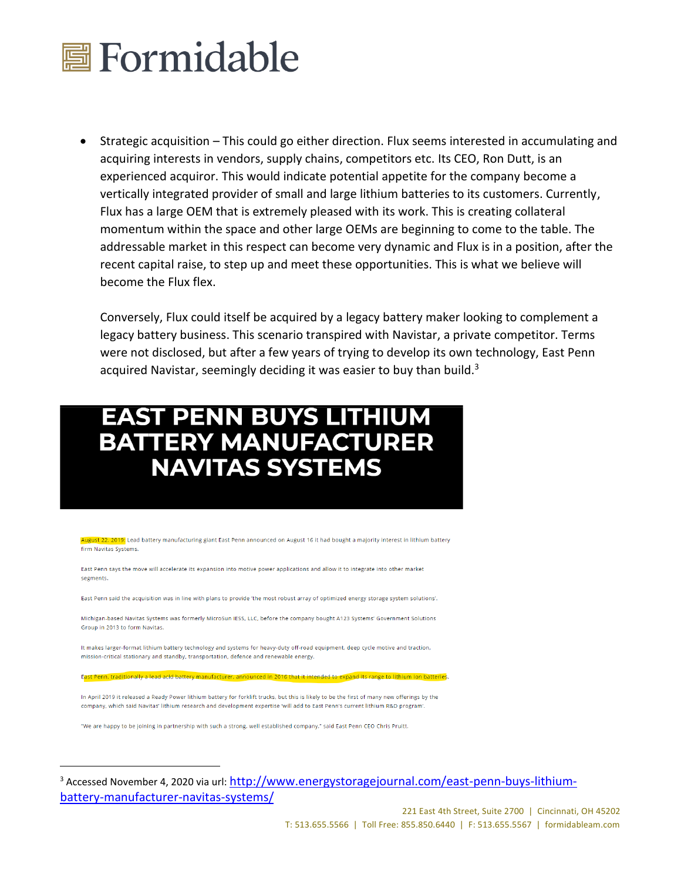- Strategic acquisition – This could go either direction. Flux seems interested in accumulating and acquiring interests in vendors, supply chains, competitors etc. Its CEO, Ron Dutt, is an experienced acquiror. This would indicate potential appetite for the company become a vertically integrated provider of small and large lithium batteries to its customers. Currently, Flux has a large OEM that is extremely pleased with its work. This is creating collateral momentum within the space and other large OEMs are beginning to come to the table. The addressable market in this respect can become very dynamic and Flux is in a position, after the recent capital raise, to step up and meet these opportunities. This is what we believe will become the Flux flex.

  Conversely, Flux could itself be acquired by a legacy battery maker looking to complement a legacy battery business. This scenario transpired with Navistar, a private competitor. Terms were not disclosed, but after a few years of trying to develop its own technology, East Penn acquired Navistar, seemingly deciding it was easier to buy than build.[3]

# EAST PENN BUYS LITHIUM BATTERY MANUFACTURER NAVITAS SYSTEMS

August 22, 2019: Lead battery manufacturing giant East Penn announced on August 16 it had bought a majority interest in lithium battery firm Navitas Systems.

East Penn says the move will accelerate its expansion into motive power applications and allow it to integrate into other market segments.

East Penn said the acquisition was in line with plans to provide 'the most robust array of optimized energy storage system solutions'.

Michigan-based Navitas Systems was formerly MicroSun IESS, LLC, before the company bought A123 Systems' Government Solutions Group in 2013 to form Navitas.

It makes larger-format lithium battery technology and systems for heavy-duty off-road equipment, deep cycle motive and traction, mission-critical stationary and standby, transportation, defence and renewable energy.

East Penn, traditionally a lead acid battery manufacturer, announced in 2016 that it intended to expand its range to lithium ion batteries.

In April 2019 it released a Ready Power lithium battery for forklift trucks, but this is likely to be the first of many new offerings by the company, which said Navitas' lithium research and development expertise 'will add to East Penn's current lithium R&D program'.

"We are happy to be joining in partnership with such a strong, well established company," said East Penn CEO Chris Pruitt.

---

[3] Accessed November 4, 2020 via url: http://www.energystoragejournal.com/east-penn-buys-lithium-battery-manufacturer-navitas-systems/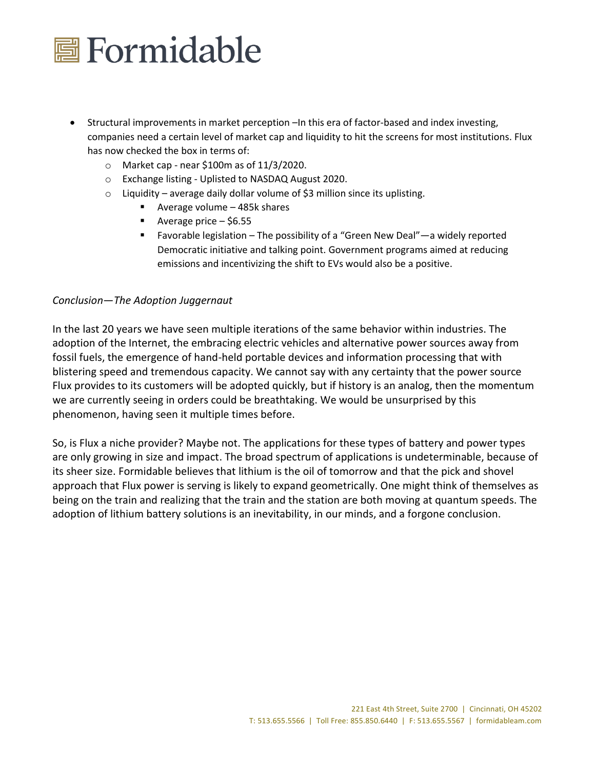- Structural improvements in market perception –In this era of factor-based and index investing, companies need a certain level of market cap and liquidity to hit the screens for most institutions. Flux has now checked the box in terms of:
    - Market cap - near $100m as of 11/3/2020.
    - Exchange listing - Uplisted to NASDAQ August 2020.
    - Liquidity – average daily dollar volume of $3 million since its uplisting.
        - Average volume – 485k shares
        - Average price – $6.55
        - Favorable legislation – The possibility of a "Green New Deal"—a widely reported Democratic initiative and talking point. Government programs aimed at reducing emissions and incentivizing the shift to EVs would also be a positive.

*Conclusion—The Adoption Juggernaut*

In the last 20 years we have seen multiple iterations of the same behavior within industries. The adoption of the Internet, the embracing electric vehicles and alternative power sources away from fossil fuels, the emergence of hand-held portable devices and information processing that with blistering speed and tremendous capacity. We cannot say with any certainty that the power source Flux provides to its customers will be adopted quickly, but if history is an analog, then the momentum we are currently seeing in orders could be breathtaking. We would be unsurprised by this phenomenon, having seen it multiple times before.

So, is Flux a niche provider? Maybe not. The applications for these types of battery and power types are only growing in size and impact. The broad spectrum of applications is undeterminable, because of its sheer size. Formidable believes that lithium is the oil of tomorrow and that the pick and shovel approach that Flux power is serving is likely to expand geometrically. One might think of themselves as being on the train and realizing that the train and the station are both moving at quantum speeds. The adoption of lithium battery solutions is an inevitability, in our minds, and a forgone conclusion.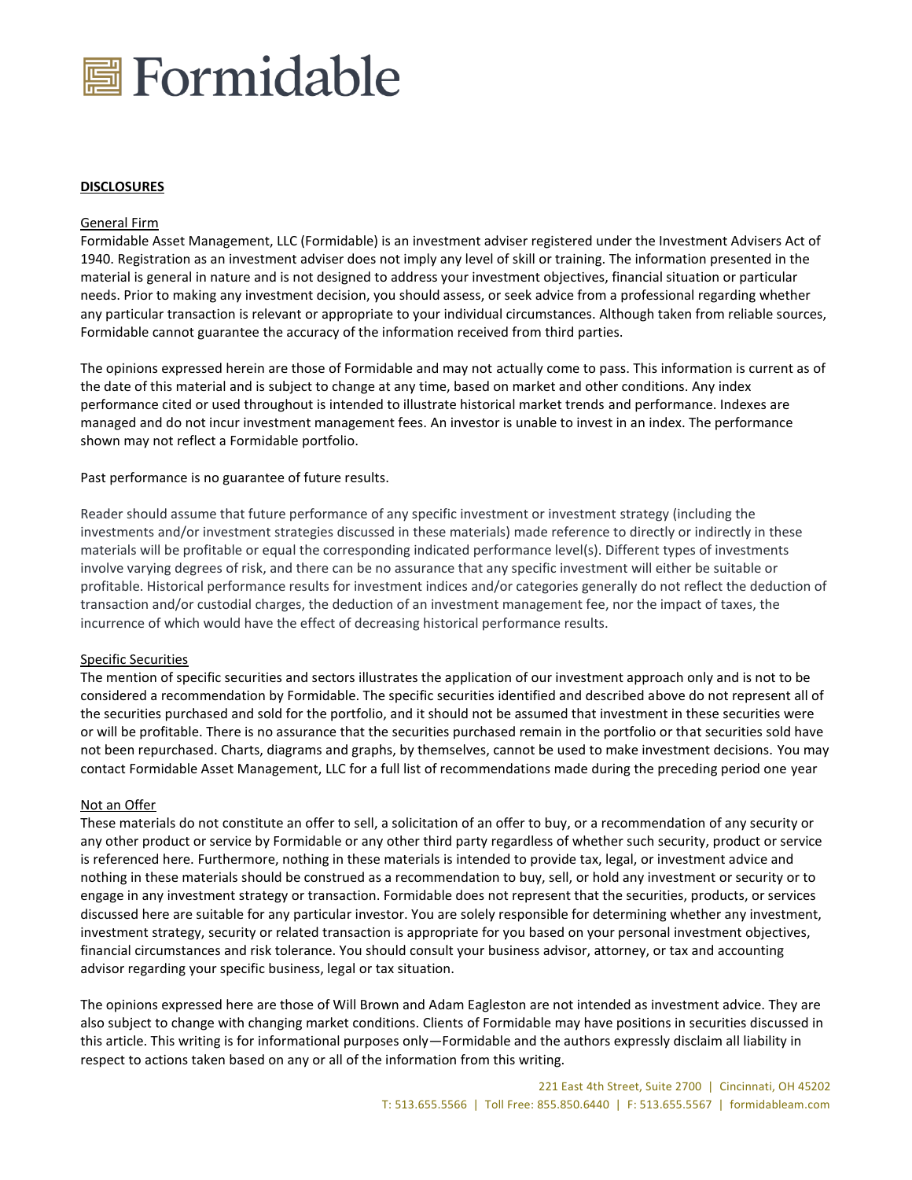# Formidable

**DISCLOSURES**

General Firm

Formidable Asset Management, LLC (Formidable) is an investment adviser registered under the Investment Advisers Act of 1940. Registration as an investment adviser does not imply any level of skill or training. The information presented in the material is general in nature and is not designed to address your investment objectives, financial situation or particular needs. Prior to making any investment decision, you should assess, or seek advice from a professional regarding whether any particular transaction is relevant or appropriate to your individual circumstances. Although taken from reliable sources, Formidable cannot guarantee the accuracy of the information received from third parties.

The opinions expressed herein are those of Formidable and may not actually come to pass. This information is current as of the date of this material and is subject to change at any time, based on market and other conditions. Any index performance cited or used throughout is intended to illustrate historical market trends and performance. Indexes are managed and do not incur investment management fees. An investor is unable to invest in an index. The performance shown may not reflect a Formidable portfolio.

Past performance is no guarantee of future results.

Reader should assume that future performance of any specific investment or investment strategy (including the investments and/or investment strategies discussed in these materials) made reference to directly or indirectly in these materials will be profitable or equal the corresponding indicated performance level(s). Different types of investments involve varying degrees of risk, and there can be no assurance that any specific investment will either be suitable or profitable. Historical performance results for investment indices and/or categories generally do not reflect the deduction of transaction and/or custodial charges, the deduction of an investment management fee, nor the impact of taxes, the incurrence of which would have the effect of decreasing historical performance results.

Specific Securities

The mention of specific securities and sectors illustrates the application of our investment approach only and is not to be considered a recommendation by Formidable. The specific securities identified and described above do not represent all of the securities purchased and sold for the portfolio, and it should not be assumed that investment in these securities were or will be profitable. There is no assurance that the securities purchased remain in the portfolio or that securities sold have not been repurchased. Charts, diagrams and graphs, by themselves, cannot be used to make investment decisions. You may contact Formidable Asset Management, LLC for a full list of recommendations made during the preceding period one year

Not an Offer

These materials do not constitute an offer to sell, a solicitation of an offer to buy, or a recommendation of any security or any other product or service by Formidable or any other third party regardless of whether such security, product or service is referenced here. Furthermore, nothing in these materials is intended to provide tax, legal, or investment advice and nothing in these materials should be construed as a recommendation to buy, sell, or hold any investment or security or to engage in any investment strategy or transaction. Formidable does not represent that the securities, products, or services discussed here are suitable for any particular investor. You are solely responsible for determining whether any investment, investment strategy, security or related transaction is appropriate for you based on your personal investment objectives, financial circumstances and risk tolerance. You should consult your business advisor, attorney, or tax and accounting advisor regarding your specific business, legal or tax situation.

The opinions expressed here are those of Will Brown and Adam Eagleston are not intended as investment advice. They are also subject to change with changing market conditions. Clients of Formidable may have positions in securities discussed in this article. This writing is for informational purposes only—Formidable and the authors expressly disclaim all liability in respect to actions taken based on any or all of the information from this writing.

221 East 4th Street, Suite 2700 | Cincinnati, OH 45202
T: 513.655.5566 | Toll Free: 855.850.6440 | F: 513.655.5567 | formidableam.com